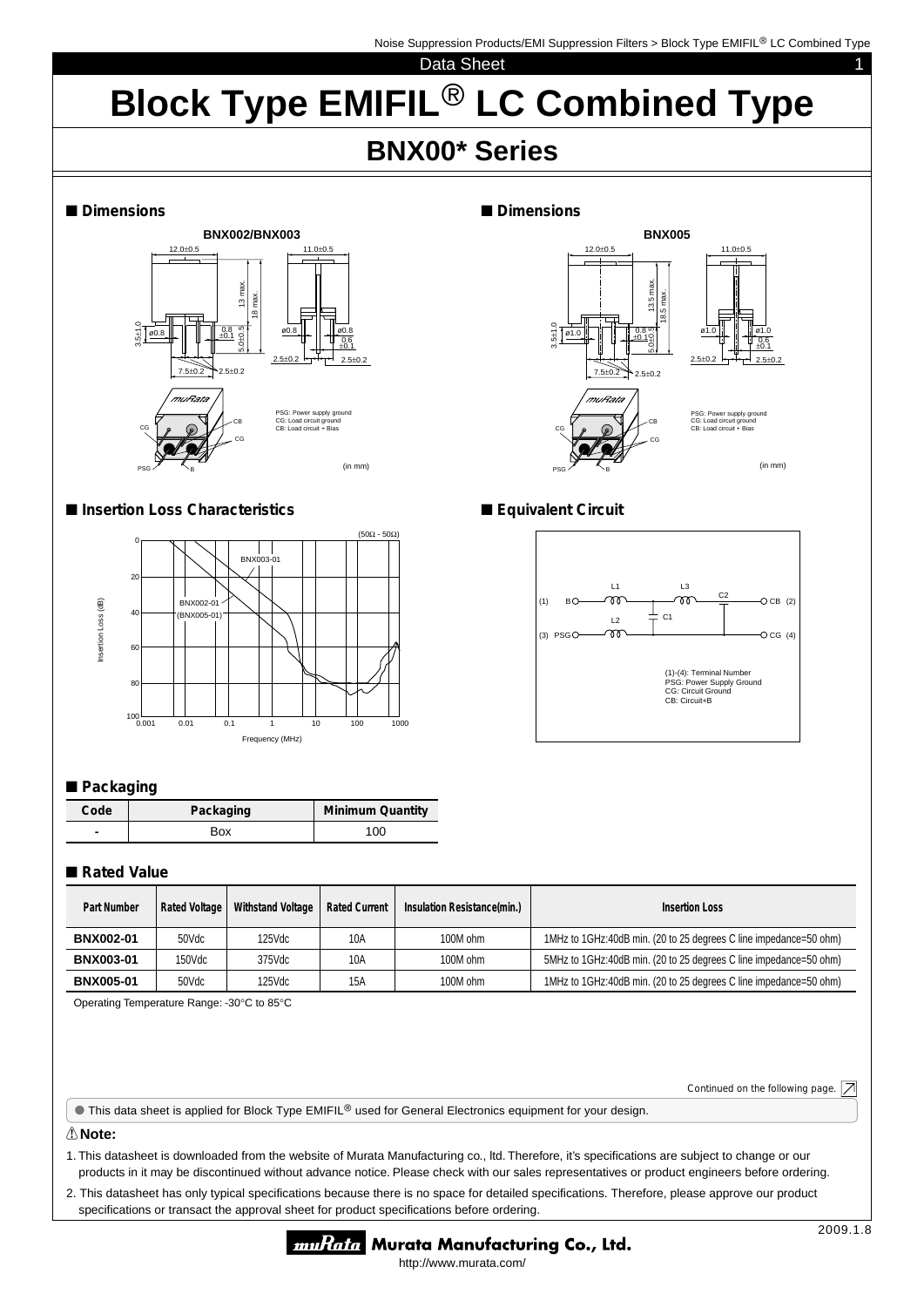# Block Type EMIFIL® LC Combined Type

## BNX00* Series

### ■ Dimensions

**BNX002/BNX003**

PSG: Power supply ground
CG: Load circuit ground
CB: Load circuit + Bias

(in mm)

### ■ Dimensions

**BNX005**

PSG: Power supply ground
CG: Load circuit ground
CB: Load circuit + Bias

(in mm)

### ■ Insertion Loss Characteristics

### ■ Equivalent Circuit

(1)-(4): Terminal Number
PSG: Power Supply Ground
CG: Circuit Ground
CB: Circuit+B

### ■ Packaging

| Code | Packaging | Minimum Quantity |
|---|---|---|
| - | Box | 100 |

### ■ Rated Value

| Part Number | Rated Voltage | Withstand Voltage | Rated Current | Insulation Resistance(min.) | Insertion Loss |
|---|---|---|---|---|---|
| BNX002-01 | 50Vdc | 125Vdc | 10A | 100M ohm | 1MHz to 1GHz:40dB min. (20 to 25 degrees C line impedance=50 ohm) |
| BNX003-01 | 150Vdc | 375Vdc | 10A | 100M ohm | 5MHz to 1GHz:40dB min. (20 to 25 degrees C line impedance=50 ohm) |
| BNX005-01 | 50Vdc | 125Vdc | 15A | 100M ohm | 1MHz to 1GHz:40dB min. (20 to 25 degrees C line impedance=50 ohm) |

Operating Temperature Range: -30°C to 85°C

Continued on the following page.

● This data sheet is applied for Block Type EMIFIL® used for General Electronics equipment for your design.

⚠**Note:**

1. This datasheet is downloaded from the website of Murata Manufacturing co., ltd. Therefore, it's specifications are subject to change or our products in it may be discontinued without advance notice. Please check with our sales representatives or product engineers before ordering.
2. This datasheet has only typical specifications because there is no space for detailed specifications. Therefore, please approve our product specifications or transact the approval sheet for product specifications before ordering.

2009.1.8

Murata Manufacturing Co., Ltd.
http://www.murata.com/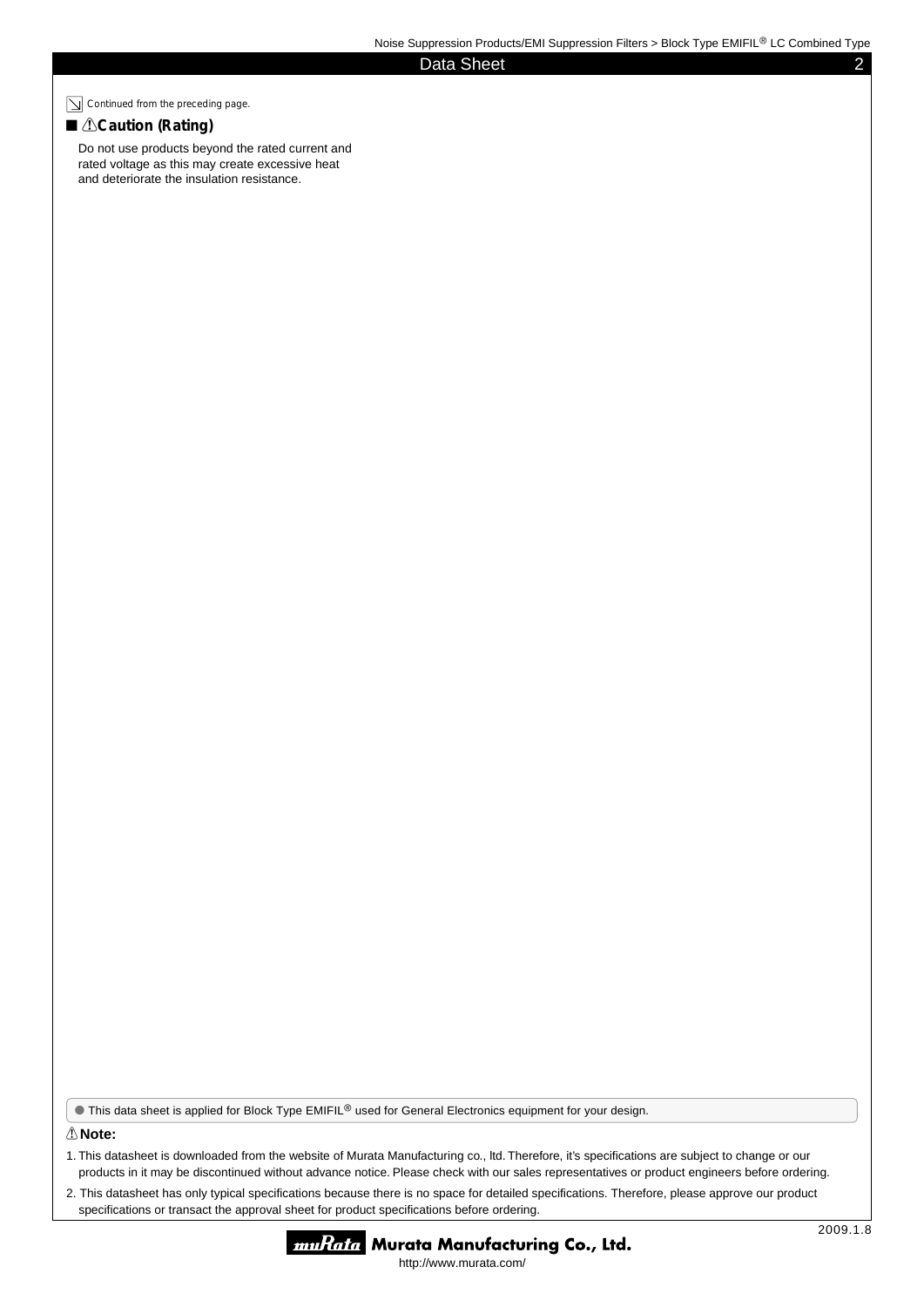Continued from the preceding page.

## ■ ⚠Caution (Rating)

Do not use products beyond the rated current and rated voltage as this may create excessive heat and deteriorate the insulation resistance.

● This data sheet is applied for Block Type EMIFIL® used for General Electronics equipment for your design.

⚠**Note:**

1. This datasheet is downloaded from the website of Murata Manufacturing co., ltd. Therefore, it's specifications are subject to change or our products in it may be discontinued without advance notice. Please check with our sales representatives or product engineers before ordering.
2. This datasheet has only typical specifications because there is no space for detailed specifications. Therefore, please approve our product specifications or transact the approval sheet for product specifications before ordering.

2009.1.8

Murata Manufacturing Co., Ltd.
http://www.murata.com/